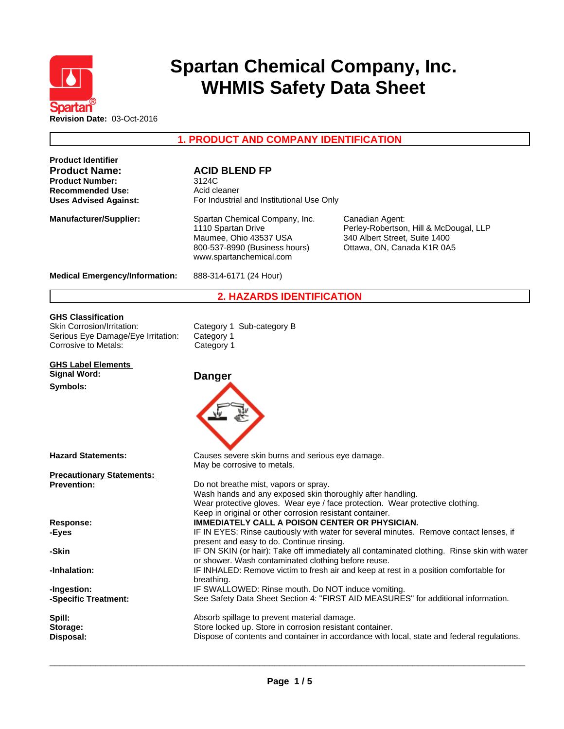# Spartan Chemical Company, Inc.
# WHMIS Safety Data Sheet

**Revision Date:** 03-Oct-2016

## 1. PRODUCT AND COMPANY IDENTIFICATION

**Product Identifier**

| | |
|---|---|
| **Product Name:** | **ACID BLEND FP** |
| **Product Number:** | 3124C |
| **Recommended Use:** | Acid cleaner |
| **Uses Advised Against:** | For Industrial and Institutional Use Only |

**Manufacturer/Supplier:**

Spartan Chemical Company, Inc.
1110 Spartan Drive
Maumee, Ohio 43537 USA
800-537-8990 (Business hours)
www.spartanchemical.com

Canadian Agent:
Perley-Robertson, Hill & McDougal, LLP
340 Albert Street, Suite 1400
Ottawa, ON, Canada K1R 0A5

**Medical Emergency/Information:** 888-314-6171 (24 Hour)

## 2. HAZARDS IDENTIFICATION

**GHS Classification**

| | |
|---|---|
| Skin Corrosion/Irritation: | Category 1 Sub-category B |
| Serious Eye Damage/Eye Irritation: | Category 1 |
| Corrosive to Metals: | Category 1 |

**GHS Label Elements**

**Signal Word:** **Danger**

**Symbols:**

**Hazard Statements:**
Causes severe skin burns and serious eye damage.
May be corrosive to metals.

**Precautionary Statements:**

**Prevention:**
Do not breathe mist, vapors or spray.
Wash hands and any exposed skin thoroughly after handling.
Wear protective gloves. Wear eye / face protection. Wear protective clothing.
Keep in original or other corrosion resistant container.

**Response:** **IMMEDIATELY CALL A POISON CENTER OR PHYSICIAN.**

**-Eyes:** IF IN EYES: Rinse cautiously with water for several minutes. Remove contact lenses, if present and easy to do. Continue rinsing.

**-Skin:** IF ON SKIN (or hair): Take off immediately all contaminated clothing. Rinse skin with water or shower. Wash contaminated clothing before reuse.

**-Inhalation:** IF INHALED: Remove victim to fresh air and keep at rest in a position comfortable for breathing.

**-Ingestion:** IF SWALLOWED: Rinse mouth. Do NOT induce vomiting.

**-Specific Treatment:** See Safety Data Sheet Section 4: "FIRST AID MEASURES" for additional information.

**Spill:** Absorb spillage to prevent material damage.

**Storage:** Store locked up. Store in corrosion resistant container.

**Disposal:** Dispose of contents and container in accordance with local, state and federal regulations.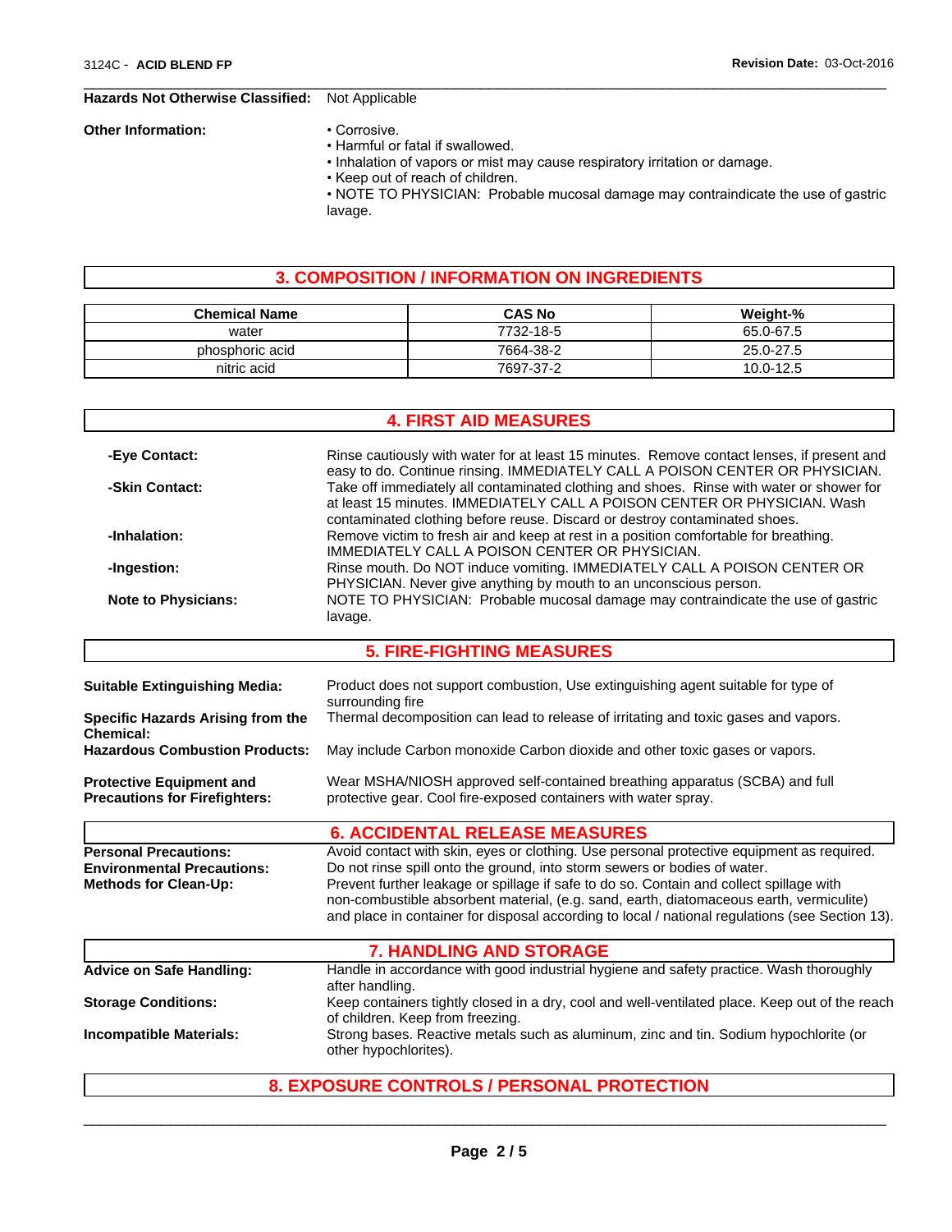**Hazards Not Otherwise Classified:** Not Applicable

**Other Information:**
- Corrosive.
- Harmful or fatal if swallowed.
- Inhalation of vapors or mist may cause respiratory irritation or damage.
- Keep out of reach of children.
- NOTE TO PHYSICIAN: Probable mucosal damage may contraindicate the use of gastric lavage.

## 3. COMPOSITION / INFORMATION ON INGREDIENTS

| Chemical Name | CAS No | Weight-% |
|---|---|---|
| water | 7732-18-5 | 65.0-67.5 |
| phosphoric acid | 7664-38-2 | 25.0-27.5 |
| nitric acid | 7697-37-2 | 10.0-12.5 |

## 4. FIRST AID MEASURES

**-Eye Contact:** Rinse cautiously with water for at least 15 minutes. Remove contact lenses, if present and easy to do. Continue rinsing. IMMEDIATELY CALL A POISON CENTER OR PHYSICIAN.

**-Skin Contact:** Take off immediately all contaminated clothing and shoes. Rinse with water or shower for at least 15 minutes. IMMEDIATELY CALL A POISON CENTER OR PHYSICIAN. Wash contaminated clothing before reuse. Discard or destroy contaminated shoes.

**-Inhalation:** Remove victim to fresh air and keep at rest in a position comfortable for breathing. IMMEDIATELY CALL A POISON CENTER OR PHYSICIAN.

**-Ingestion:** Rinse mouth. Do NOT induce vomiting. IMMEDIATELY CALL A POISON CENTER OR PHYSICIAN. Never give anything by mouth to an unconscious person.

**Note to Physicians:** NOTE TO PHYSICIAN: Probable mucosal damage may contraindicate the use of gastric lavage.

## 5. FIRE-FIGHTING MEASURES

**Suitable Extinguishing Media:** Product does not support combustion, Use extinguishing agent suitable for type of surrounding fire

**Specific Hazards Arising from the Chemical:** Thermal decomposition can lead to release of irritating and toxic gases and vapors.

**Hazardous Combustion Products:** May include Carbon monoxide Carbon dioxide and other toxic gases or vapors.

**Protective Equipment and Precautions for Firefighters:** Wear MSHA/NIOSH approved self-contained breathing apparatus (SCBA) and full protective gear. Cool fire-exposed containers with water spray.

## 6. ACCIDENTAL RELEASE MEASURES

**Personal Precautions:** Avoid contact with skin, eyes or clothing. Use personal protective equipment as required.

**Environmental Precautions:** Do not rinse spill onto the ground, into storm sewers or bodies of water.

**Methods for Clean-Up:** Prevent further leakage or spillage if safe to do so. Contain and collect spillage with non-combustible absorbent material, (e.g. sand, earth, diatomaceous earth, vermiculite) and place in container for disposal according to local / national regulations (see Section 13).

## 7. HANDLING AND STORAGE

**Advice on Safe Handling:** Handle in accordance with good industrial hygiene and safety practice. Wash thoroughly after handling.

**Storage Conditions:** Keep containers tightly closed in a dry, cool and well-ventilated place. Keep out of the reach of children. Keep from freezing.

**Incompatible Materials:** Strong bases. Reactive metals such as aluminum, zinc and tin. Sodium hypochlorite (or other hypochlorites).

## 8. EXPOSURE CONTROLS / PERSONAL PROTECTION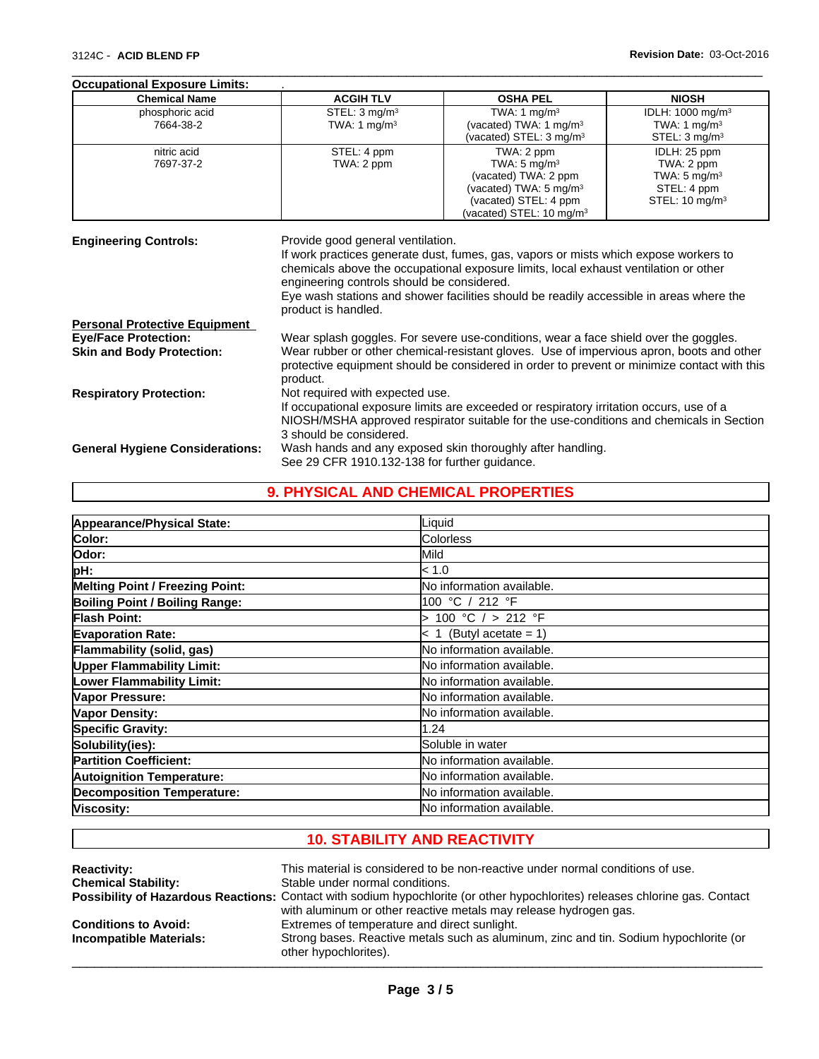**Occupational Exposure Limits:** .

| Chemical Name | ACGIH TLV | OSHA PEL | NIOSH |
|---|---|---|---|
| phosphoric acid<br>7664-38-2 | STEL: 3 mg/m³<br>TWA: 1 mg/m³ | TWA: 1 mg/m³<br>(vacated) TWA: 1 mg/m³<br>(vacated) STEL: 3 mg/m³ | IDLH: 1000 mg/m³<br>TWA: 1 mg/m³<br>STEL: 3 mg/m³ |
| nitric acid<br>7697-37-2 | STEL: 4 ppm<br>TWA: 2 ppm | TWA: 2 ppm<br>TWA: 5 mg/m³<br>(vacated) TWA: 2 ppm<br>(vacated) TWA: 5 mg/m³<br>(vacated) STEL: 4 ppm<br>(vacated) STEL: 10 mg/m³ | IDLH: 25 ppm<br>TWA: 2 ppm<br>TWA: 5 mg/m³<br>STEL: 4 ppm<br>STEL: 10 mg/m³ |

**Engineering Controls:** Provide good general ventilation.
If work practices generate dust, fumes, gas, vapors or mists which expose workers to chemicals above the occupational exposure limits, local exhaust ventilation or other engineering controls should be considered.
Eye wash stations and shower facilities should be readily accessible in areas where the product is handled.

**Personal Protective Equipment**

**Eye/Face Protection:** Wear splash goggles. For severe use-conditions, wear a face shield over the goggles.

**Skin and Body Protection:** Wear rubber or other chemical-resistant gloves. Use of impervious apron, boots and other protective equipment should be considered in order to prevent or minimize contact with this product.

**Respiratory Protection:** Not required with expected use.
If occupational exposure limits are exceeded or respiratory irritation occurs, use of a NIOSH/MSHA approved respirator suitable for the use-conditions and chemicals in Section 3 should be considered.

**General Hygiene Considerations:** Wash hands and any exposed skin thoroughly after handling.
See 29 CFR 1910.132-138 for further guidance.

## 9. PHYSICAL AND CHEMICAL PROPERTIES

| Property | Value |
|---|---|
| **Appearance/Physical State:** | Liquid |
| **Color:** | Colorless |
| **Odor:** | Mild |
| **pH:** | < 1.0 |
| **Melting Point / Freezing Point:** | No information available. |
| **Boiling Point / Boiling Range:** | 100 °C / 212 °F |
| **Flash Point:** | > 100 °C / > 212 °F |
| **Evaporation Rate:** | < 1 (Butyl acetate = 1) |
| **Flammability (solid, gas)** | No information available. |
| **Upper Flammability Limit:** | No information available. |
| **Lower Flammability Limit:** | No information available. |
| **Vapor Pressure:** | No information available. |
| **Vapor Density:** | No information available. |
| **Specific Gravity:** | 1.24 |
| **Solubility(ies):** | Soluble in water |
| **Partition Coefficient:** | No information available. |
| **Autoignition Temperature:** | No information available. |
| **Decomposition Temperature:** | No information available. |
| **Viscosity:** | No information available. |

## 10. STABILITY AND REACTIVITY

**Reactivity:** This material is considered to be non-reactive under normal conditions of use.

**Chemical Stability:** Stable under normal conditions.

**Possibility of Hazardous Reactions:** Contact with sodium hypochlorite (or other hypochlorites) releases chlorine gas. Contact with aluminum or other reactive metals may release hydrogen gas.

**Conditions to Avoid:** Extremes of temperature and direct sunlight.

**Incompatible Materials:** Strong bases. Reactive metals such as aluminum, zinc and tin. Sodium hypochlorite (or other hypochlorites).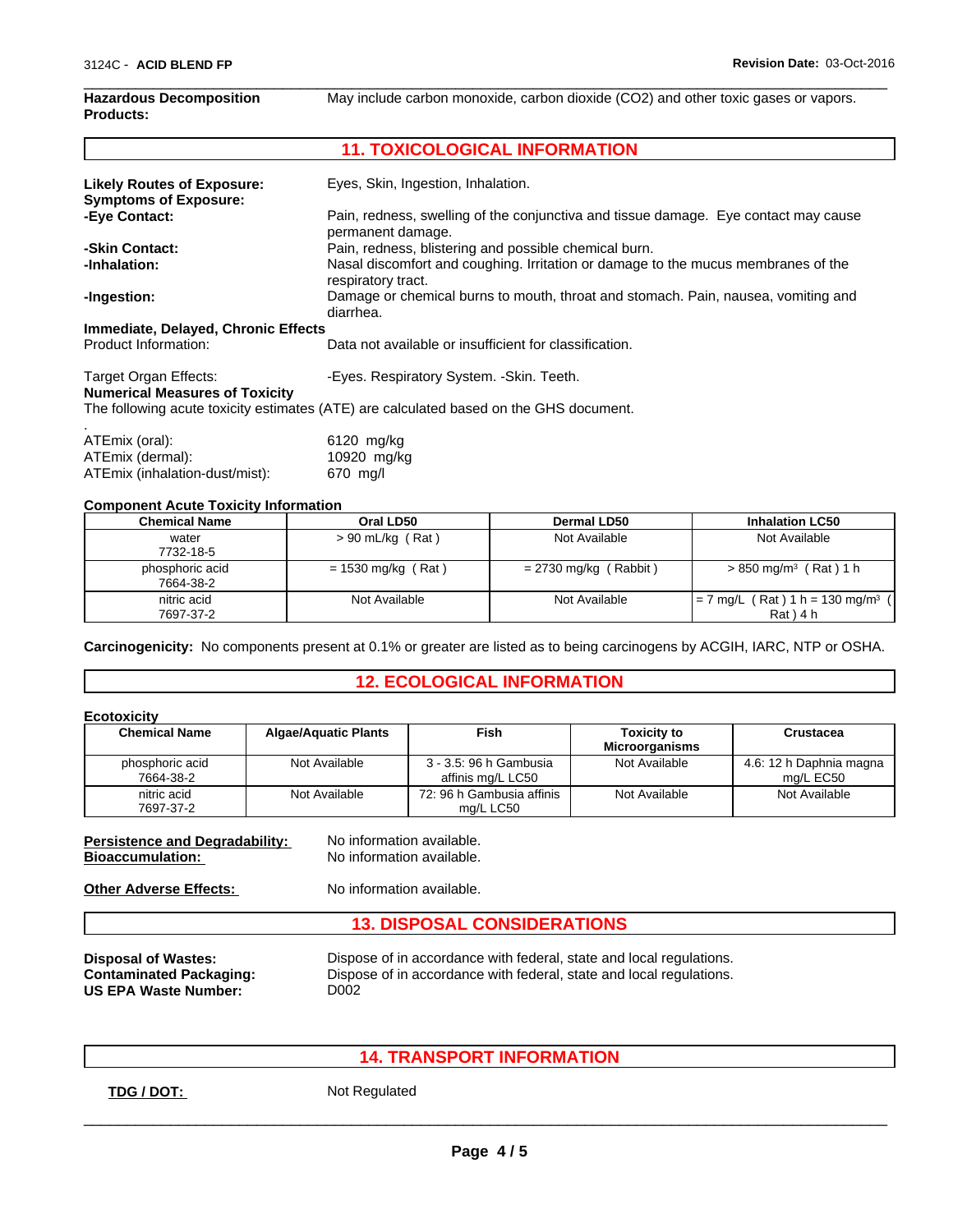**Hazardous Decomposition Products:** May include carbon monoxide, carbon dioxide (CO2) and other toxic gases or vapors.

## 11. TOXICOLOGICAL INFORMATION

**Likely Routes of Exposure:** Eyes, Skin, Ingestion, Inhalation.

**Symptoms of Exposure:**

**-Eye Contact:** Pain, redness, swelling of the conjunctiva and tissue damage. Eye contact may cause permanent damage.

**-Skin Contact:** Pain, redness, blistering and possible chemical burn.

**-Inhalation:** Nasal discomfort and coughing. Irritation or damage to the mucus membranes of the respiratory tract.

**-Ingestion:** Damage or chemical burns to mouth, throat and stomach. Pain, nausea, vomiting and diarrhea.

**Immediate, Delayed, Chronic Effects**

Product Information: Data not available or insufficient for classification.

Target Organ Effects: -Eyes. Respiratory System. -Skin. Teeth.

**Numerical Measures of Toxicity**

The following acute toxicity estimates (ATE) are calculated based on the GHS document.

.

ATEmix (oral): 6120 mg/kg

ATEmix (dermal): 10920 mg/kg

ATEmix (inhalation-dust/mist): 670 mg/l

**Component Acute Toxicity Information**

| Chemical Name | Oral LD50 | Dermal LD50 | Inhalation LC50 |
|---|---|---|---|
| water 7732-18-5 | > 90 mL/kg ( Rat ) | Not Available | Not Available |
| phosphoric acid 7664-38-2 | = 1530 mg/kg ( Rat ) | = 2730 mg/kg ( Rabbit ) | > 850 mg/m³ ( Rat ) 1 h |
| nitric acid 7697-37-2 | Not Available | Not Available | = 7 mg/L ( Rat ) 1 h = 130 mg/m³ ( Rat ) 4 h |

**Carcinogenicity:** No components present at 0.1% or greater are listed as to being carcinogens by ACGIH, IARC, NTP or OSHA.

## 12. ECOLOGICAL INFORMATION

**Ecotoxicity**

| Chemical Name | Algae/Aquatic Plants | Fish | Toxicity to Microorganisms | Crustacea |
|---|---|---|---|---|
| phosphoric acid 7664-38-2 | Not Available | 3 - 3.5: 96 h Gambusia affinis mg/L LC50 | Not Available | 4.6: 12 h Daphnia magna mg/L EC50 |
| nitric acid 7697-37-2 | Not Available | 72: 96 h Gambusia affinis mg/L LC50 | Not Available | Not Available |

**Persistence and Degradability:** No information available.

**Bioaccumulation:** No information available.

**Other Adverse Effects:** No information available.

## 13. DISPOSAL CONSIDERATIONS

**Disposal of Wastes:** Dispose of in accordance with federal, state and local regulations.

**Contaminated Packaging:** Dispose of in accordance with federal, state and local regulations.

**US EPA Waste Number:** D002

## 14. TRANSPORT INFORMATION

**TDG / DOT:** Not Regulated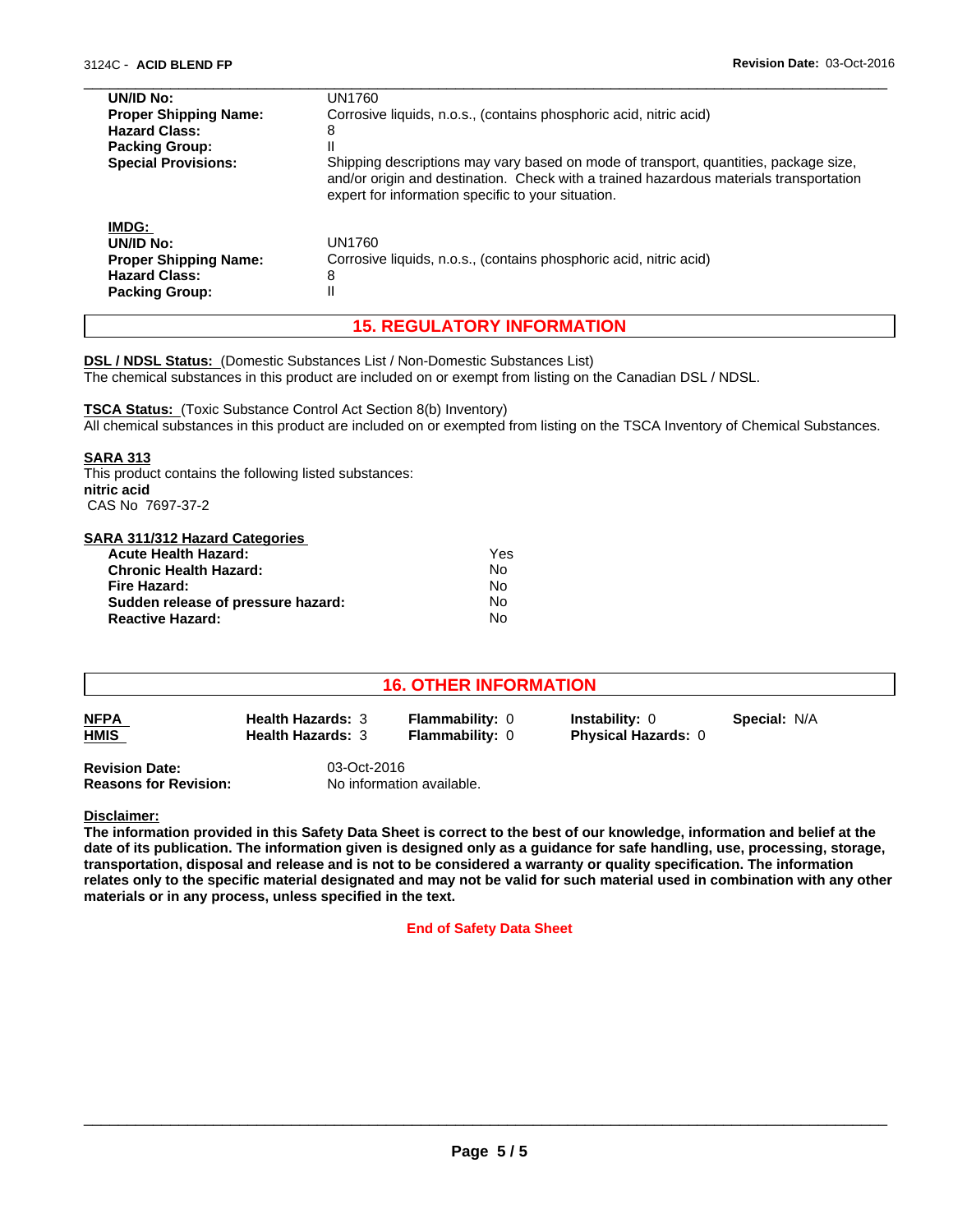| | |
|---|---|
| **UN/ID No:** | UN1760 |
| **Proper Shipping Name:** | Corrosive liquids, n.o.s., (contains phosphoric acid, nitric acid) |
| **Hazard Class:** | 8 |
| **Packing Group:** | II |
| **Special Provisions:** | Shipping descriptions may vary based on mode of transport, quantities, package size, and/or origin and destination. Check with a trained hazardous materials transportation expert for information specific to your situation. |

**IMDG:**

| | |
|---|---|
| **UN/ID No:** | UN1760 |
| **Proper Shipping Name:** | Corrosive liquids, n.o.s., (contains phosphoric acid, nitric acid) |
| **Hazard Class:** | 8 |
| **Packing Group:** | II |

## 15. REGULATORY INFORMATION

**DSL / NDSL Status:** (Domestic Substances List / Non-Domestic Substances List)
The chemical substances in this product are included on or exempt from listing on the Canadian DSL / NDSL.

**TSCA Status:** (Toxic Substance Control Act Section 8(b) Inventory)
All chemical substances in this product are included on or exempted from listing on the TSCA Inventory of Chemical Substances.

**SARA 313**
This product contains the following listed substances:
**nitric acid**
CAS No 7697-37-2

**SARA 311/312 Hazard Categories**

| | |
|---|---|
| **Acute Health Hazard:** | Yes |
| **Chronic Health Hazard:** | No |
| **Fire Hazard:** | No |
| **Sudden release of pressure hazard:** | No |
| **Reactive Hazard:** | No |

## 16. OTHER INFORMATION

| | | | | |
|---|---|---|---|---|
| **NFPA** | **Health Hazards:** 3 | **Flammability:** 0 | **Instability:** 0 | **Special:** N/A |
| **HMIS** | **Health Hazards:** 3 | **Flammability:** 0 | **Physical Hazards:** 0 | |

| | |
|---|---|
| **Revision Date:** | 03-Oct-2016 |
| **Reasons for Revision:** | No information available. |

**Disclaimer:**
**The information provided in this Safety Data Sheet is correct to the best of our knowledge, information and belief at the date of its publication. The information given is designed only as a guidance for safe handling, use, processing, storage, transportation, disposal and release and is not to be considered a warranty or quality specification. The information relates only to the specific material designated and may not be valid for such material used in combination with any other materials or in any process, unless specified in the text.**

**End of Safety Data Sheet**